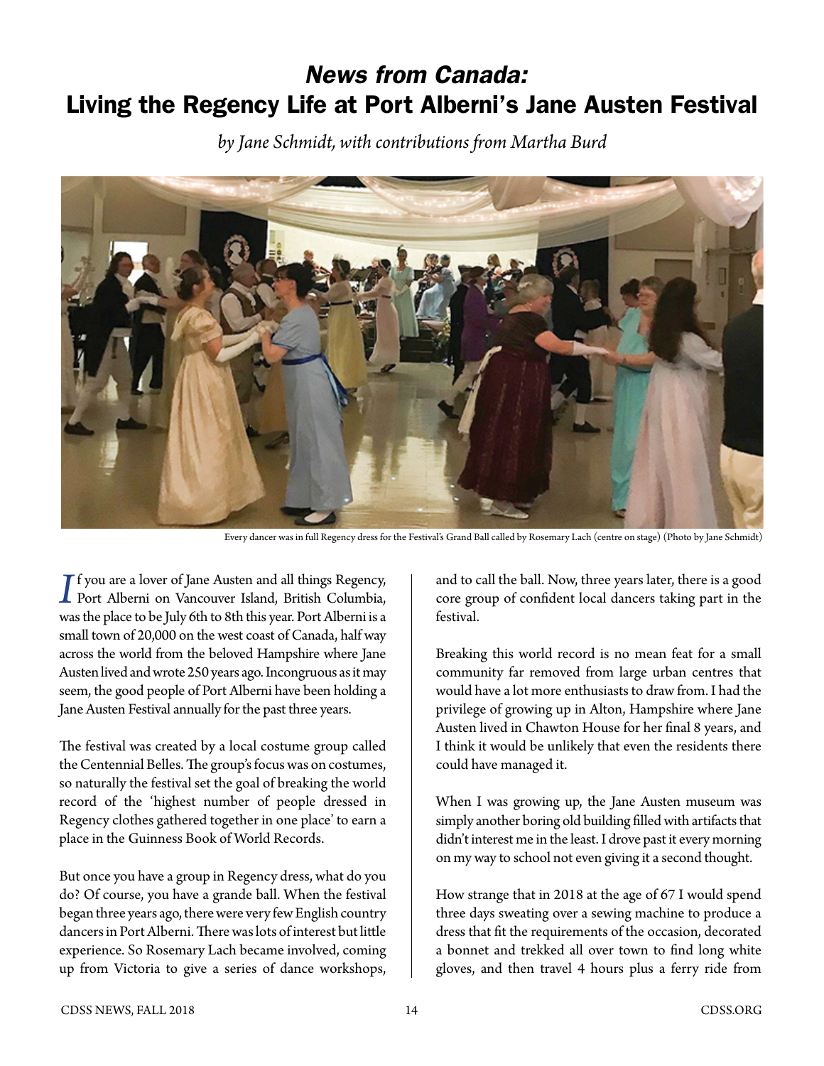# *News from Canada:* Living the Regency Life at Port Alberni's Jane Austen Festival

*by Jane Schmidt, with contributions from Martha Burd*

Every dancer was in full Regency dress for the Festival's Grand Ball called by Rosemary Lach (centre on stage) (Photo by Jane Schmidt)

If you are a lover of Jane Austen and all things Regency, Port Alberni on Vancouver Island, British Columbia, was the place to be July 6th to 8th this year. Port Alberni is a small town of 20,000 on the west coast of Canada, half way across the world from the beloved Hampshire where Jane Austen lived and wrote 250 years ago. Incongruous as it may seem, the good people of Port Alberni have been holding a Jane Austen Festival annually for the past three years.

The festival was created by a local costume group called the Centennial Belles. The group's focus was on costumes, so naturally the festival set the goal of breaking the world record of the 'highest number of people dressed in Regency clothes gathered together in one place' to earn a place in the Guinness Book of World Records.

But once you have a group in Regency dress, what do you do? Of course, you have a grande ball. When the festival began three years ago, there were very few English country dancers in Port Alberni. There was lots of interest but little experience. So Rosemary Lach became involved, coming up from Victoria to give a series of dance workshops, and to call the ball. Now, three years later, there is a good core group of confident local dancers taking part in the festival.

Breaking this world record is no mean feat for a small community far removed from large urban centres that would have a lot more enthusiasts to draw from. I had the privilege of growing up in Alton, Hampshire where Jane Austen lived in Chawton House for her final 8 years, and I think it would be unlikely that even the residents there could have managed it.

When I was growing up, the Jane Austen museum was simply another boring old building filled with artifacts that didn't interest me in the least. I drove past it every morning on my way to school not even giving it a second thought.

How strange that in 2018 at the age of 67 I would spend three days sweating over a sewing machine to produce a dress that fit the requirements of the occasion, decorated a bonnet and trekked all over town to find long white gloves, and then travel 4 hours plus a ferry ride from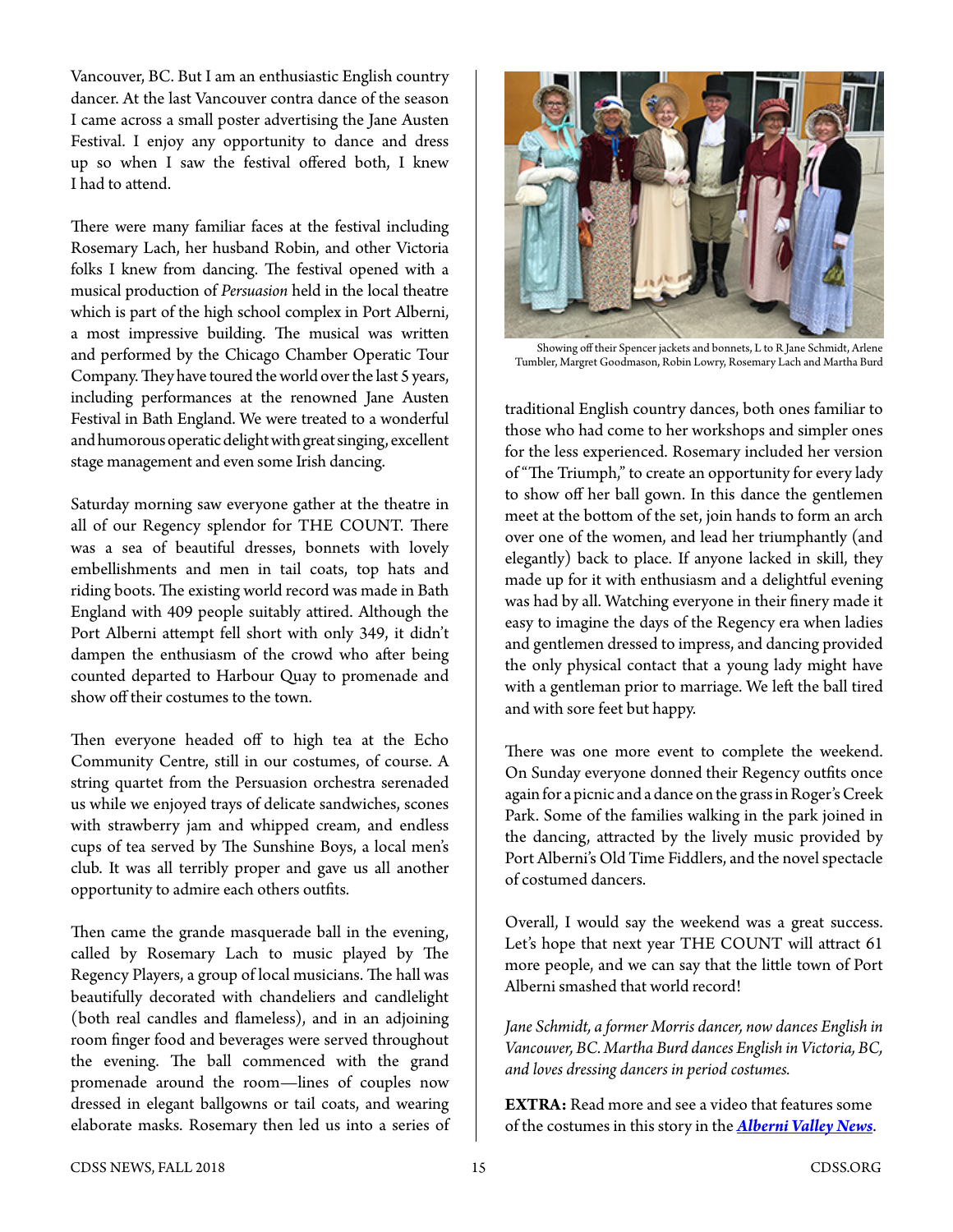Vancouver, BC. But I am an enthusiastic English country dancer. At the last Vancouver contra dance of the season I came across a small poster advertising the Jane Austen Festival. I enjoy any opportunity to dance and dress up so when I saw the festival offered both, I knew I had to attend.

There were many familiar faces at the festival including Rosemary Lach, her husband Robin, and other Victoria folks I knew from dancing. The festival opened with a musical production of *Persuasion* held in the local theatre which is part of the high school complex in Port Alberni, a most impressive building. The musical was written and performed by the Chicago Chamber Operatic Tour Company. They have toured the world over the last 5 years, including performances at the renowned Jane Austen Festival in Bath England. We were treated to a wonderful and humorous operatic delight with great singing, excellent stage management and even some Irish dancing.

Saturday morning saw everyone gather at the theatre in all of our Regency splendor for THE COUNT. There was a sea of beautiful dresses, bonnets with lovely embellishments and men in tail coats, top hats and riding boots. The existing world record was made in Bath England with 409 people suitably attired. Although the Port Alberni attempt fell short with only 349, it didn't dampen the enthusiasm of the crowd who after being counted departed to Harbour Quay to promenade and show off their costumes to the town.

Then everyone headed off to high tea at the Echo Community Centre, still in our costumes, of course. A string quartet from the Persuasion orchestra serenaded us while we enjoyed trays of delicate sandwiches, scones with strawberry jam and whipped cream, and endless cups of tea served by The Sunshine Boys, a local men's club. It was all terribly proper and gave us all another opportunity to admire each others outfits.

Then came the grande masquerade ball in the evening, called by Rosemary Lach to music played by The Regency Players, a group of local musicians. The hall was beautifully decorated with chandeliers and candlelight (both real candles and flameless), and in an adjoining room finger food and beverages were served throughout the evening. The ball commenced with the grand promenade around the room—lines of couples now dressed in elegant ballgowns or tail coats, and wearing elaborate masks. Rosemary then led us into a series of traditional English country dances, both ones familiar to those who had come to her workshops and simpler ones for the less experienced. Rosemary included her version of "The Triumph," to create an opportunity for every lady to show off her ball gown. In this dance the gentlemen meet at the bottom of the set, join hands to form an arch over one of the women, and lead her triumphantly (and elegantly) back to place. If anyone lacked in skill, they made up for it with enthusiasm and a delightful evening was had by all. Watching everyone in their finery made it easy to imagine the days of the Regency era when ladies and gentlemen dressed to impress, and dancing provided the only physical contact that a young lady might have with a gentleman prior to marriage. We left the ball tired and with sore feet but happy.

Showing off their Spencer jackets and bonnets, L to R Jane Schmidt, Arlene Tumbler, Margret Goodmason, Robin Lowry, Rosemary Lach and Martha Burd

There was one more event to complete the weekend. On Sunday everyone donned their Regency outfits once again for a picnic and a dance on the grass in Roger's Creek Park. Some of the families walking in the park joined in the dancing, attracted by the lively music provided by Port Alberni's Old Time Fiddlers, and the novel spectacle of costumed dancers.

Overall, I would say the weekend was a great success. Let's hope that next year THE COUNT will attract 61 more people, and we can say that the little town of Port Alberni smashed that world record!

*Jane Schmidt, a former Morris dancer, now dances English in Vancouver, BC. Martha Burd dances English in Victoria, BC, and loves dressing dancers in period costumes.*

**EXTRA:** Read more and see a video that features some of the costumes in this story in the ***Alberni Valley News***.